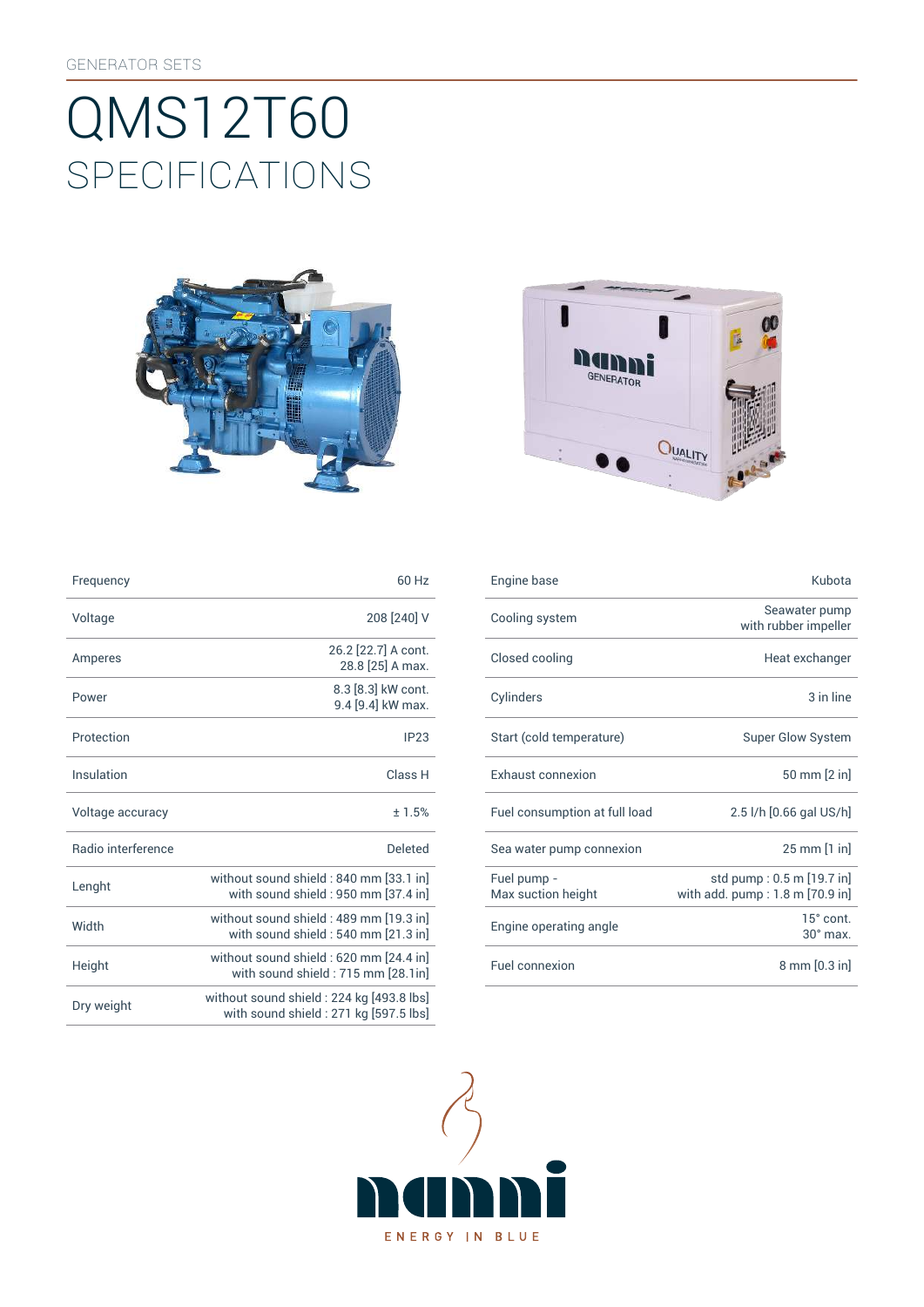GENERATOR SETS

# QMS12T60
## SPECIFICATIONS

| Frequency | 60 Hz |
|---|---|
| Voltage | 208 [240] V |
| Amperes | 26.2 [22.7] A cont.<br>28.8 [25] A max. |
| Power | 8.3 [8.3] kW cont.<br>9.4 [9.4] kW max. |
| Protection | IP23 |
| Insulation | Class H |
| Voltage accuracy | ± 1.5% |
| Radio interference | Deleted |
| Lenght | without sound shield : 840 mm [33.1 in]<br>with sound shield : 950 mm [37.4 in] |
| Width | without sound shield : 489 mm [19.3 in]<br>with sound shield : 540 mm [21.3 in] |
| Height | without sound shield : 620 mm [24.4 in]<br>with sound shield : 715 mm [28.1in] |
| Dry weight | without sound shield : 224 kg [493.8 lbs]<br>with sound shield : 271 kg [597.5 lbs] |

| Engine base | Kubota |
|---|---|
| Cooling system | Seawater pump<br>with rubber impeller |
| Closed cooling | Heat exchanger |
| Cylinders | 3 in line |
| Start (cold temperature) | Super Glow System |
| Exhaust connexion | 50 mm [2 in] |
| Fuel consumption at full load | 2.5 l/h [0.66 gal US/h] |
| Sea water pump connexion | 25 mm [1 in] |
| Fuel pump -<br>Max suction height | std pump : 0.5 m [19.7 in]<br>with add. pump : 1.8 m [70.9 in] |
| Engine operating angle | 15° cont.<br>30° max. |
| Fuel connexion | 8 mm [0.3 in] |

nanni

ENERGY IN BLUE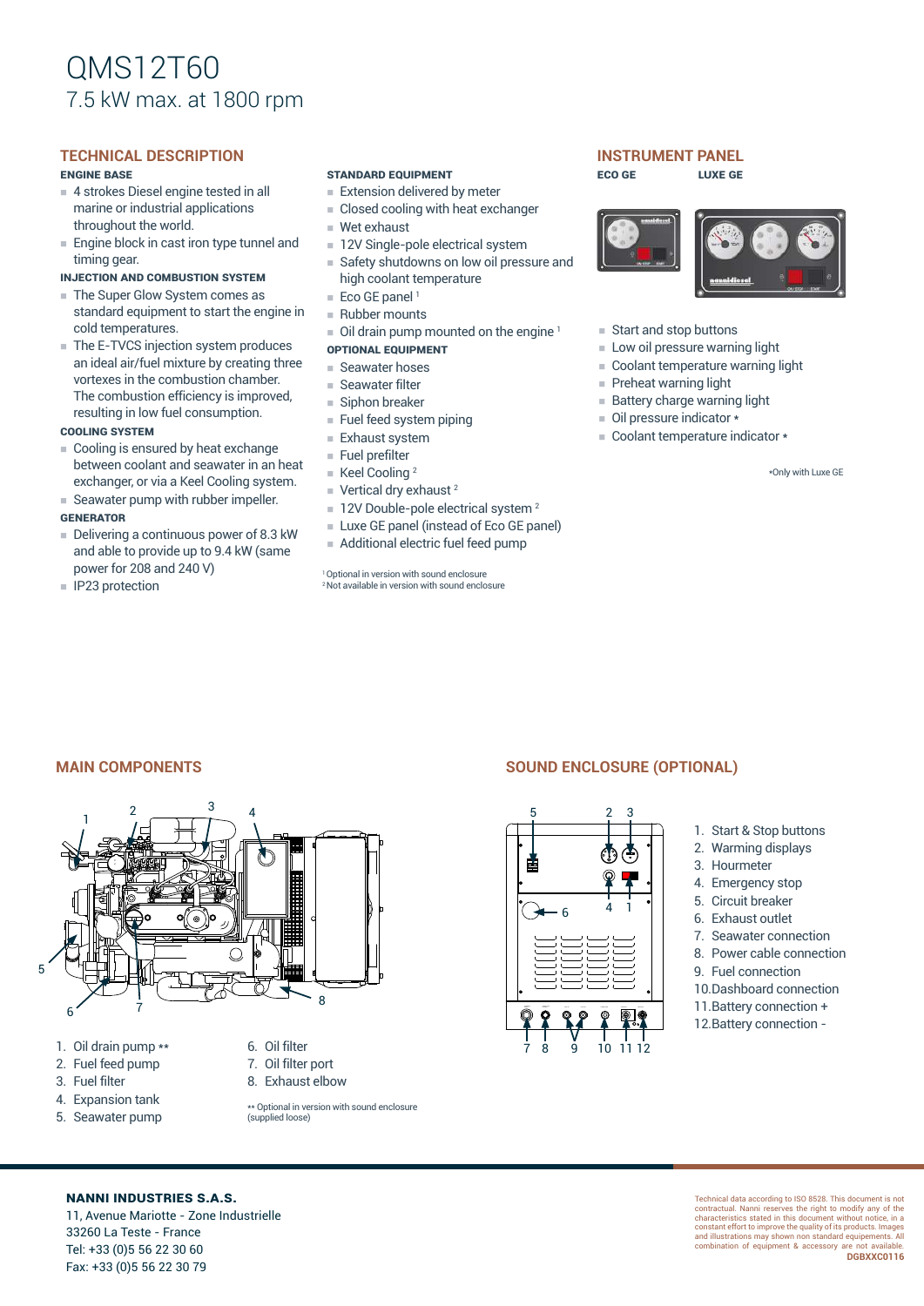# QMS12T60

7.5 kW max. at 1800 rpm

## TECHNICAL DESCRIPTION

### ENGINE BASE

- 4 strokes Diesel engine tested in all marine or industrial applications throughout the world.
- Engine block in cast iron type tunnel and timing gear.

### INJECTION AND COMBUSTION SYSTEM

- The Super Glow System comes as standard equipment to start the engine in cold temperatures.
- The E-TVCS injection system produces an ideal air/fuel mixture by creating three vortexes in the combustion chamber. The combustion efficiency is improved, resulting in low fuel consumption.

### COOLING SYSTEM

- Cooling is ensured by heat exchange between coolant and seawater in an heat exchanger, or via a Keel Cooling system.
- Seawater pump with rubber impeller.

### GENERATOR

- Delivering a continuous power of 8.3 kW and able to provide up to 9.4 kW (same power for 208 and 240 V)
- IP23 protection

### STANDARD EQUIPMENT

- Extension delivered by meter
- Closed cooling with heat exchanger
- Wet exhaust
- 12V Single-pole electrical system
- Safety shutdowns on low oil pressure and high coolant temperature
- Eco GE panel [1]
- Rubber mounts
- Oil drain pump mounted on the engine [1]

### OPTIONAL EQUIPMENT

- Seawater hoses
- Seawater filter
- Siphon breaker
- Fuel feed system piping
- Exhaust system
- Fuel prefilter
- Keel Cooling [2]
- Vertical dry exhaust [2]
- 12V Double-pole electrical system [2]
- Luxe GE panel (instead of Eco GE panel)
- Additional electric fuel feed pump

[1] Optional in version with sound enclosure
[2] Not available in version with sound enclosure

## INSTRUMENT PANEL

ECO GE　　LUXE GE

- Start and stop buttons
- Low oil pressure warning light
- Coolant temperature warning light
- Preheat warning light
- Battery charge warning light
- Oil pressure indicator *
- Coolant temperature indicator *

*Only with Luxe GE

## MAIN COMPONENTS

1. Oil drain pump **
2. Fuel feed pump
3. Fuel filter
4. Expansion tank
5. Seawater pump
6. Oil filter
7. Oil filter port
8. Exhaust elbow

** Optional in version with sound enclosure (supplied loose)

## SOUND ENCLOSURE (OPTIONAL)

1. Start & Stop buttons
2. Warming displays
3. Hourmeter
4. Emergency stop
5. Circuit breaker
6. Exhaust outlet
7. Seawater connection
8. Power cable connection
9. Fuel connection
10. Dashboard connection
11. Battery connection +
12. Battery connection -

**NANNI INDUSTRIES S.A.S.**
11, Avenue Mariotte - Zone Industrielle
33260 La Teste - France
Tel: +33 (0)5 56 22 30 60
Fax: +33 (0)5 56 22 30 79

Technical data according to ISO 8528. This document is not contractual. Nanni reserves the right to modify any of the characteristics stated in this document without notice, in a constant effort to improve the quality of its products. Images and illustrations may shown non standard equipements. All combination of equipment & accessory are not available.
DGBXXC0116